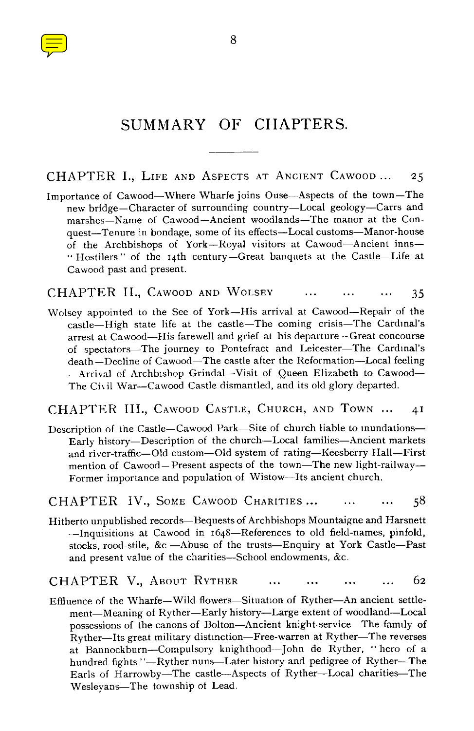# SUMMARY OF CHAPTERS.

---

## CHAPTER I., Life and Aspects at Ancient Cawood ... 25

Importance of Cawood—Where Wharfe joins Ouse—Aspects of the town—The new bridge—Character of surrounding country—Local geology—Carrs and marshes—Name of Cawood—Ancient woodlands—The manor at the Conquest—Tenure in bondage, some of its effects—Local customs—Manor-house of the Archbishops of York—Royal visitors at Cawood—Ancient inns—"Hostilers" of the 14th century—Great banquets at the Castle—Life at Cawood past and present.

## CHAPTER II., Cawood and Wolsey ... ... ... 35

Wolsey appointed to the See of York—His arrival at Cawood—Repair of the castle—High state life at the castle—The coming crisis—The Cardinal's arrest at Cawood—His farewell and grief at his departure—Great concourse of spectators—The journey to Pontefract and Leicester—The Cardinal's death—Decline of Cawood—The castle after the Reformation—Local feeling—Arrival of Archbishop Grindal—Visit of Queen Elizabeth to Cawood—The Civil War—Cawood Castle dismantled, and its old glory departed.

## CHAPTER III., Cawood Castle, Church, and Town ... 41

Description of the Castle—Cawood Park—Site of church liable to inundations—Early history—Description of the church—Local families—Ancient markets and river-traffic—Old custom—Old system of rating—Keesberry Hall—First mention of Cawood—Present aspects of the town—The new light-railway—Former importance and population of Wistow—Its ancient church.

## CHAPTER IV., Some Cawood Charities ... ... ... 58

Hitherto unpublished records—Bequests of Archbishops Mountaigne and Harsnett—Inquisitions at Cawood in 1648—References to old field-names, pinfold, stocks, rood-stile, &c.—Abuse of the trusts—Enquiry at York Castle—Past and present value of the charities—School endowments, &c.

## CHAPTER V., About Ryther ... ... ... ... 62

Effluence of the Wharfe—Wild flowers—Situation of Ryther—An ancient settlement—Meaning of Ryther—Early history—Large extent of woodland—Local possessions of the canons of Bolton—Ancient knight-service—The family of Ryther—Its great military distinction—Free-warren at Ryther—The reverses at Bannockburn—Compulsory knighthood—John de Ryther, "hero of a hundred fights"—Ryther nuns—Later history and pedigree of Ryther—The Earls of Harrowby—The castle—Aspects of Ryther—Local charities—The Wesleyans—The township of Lead.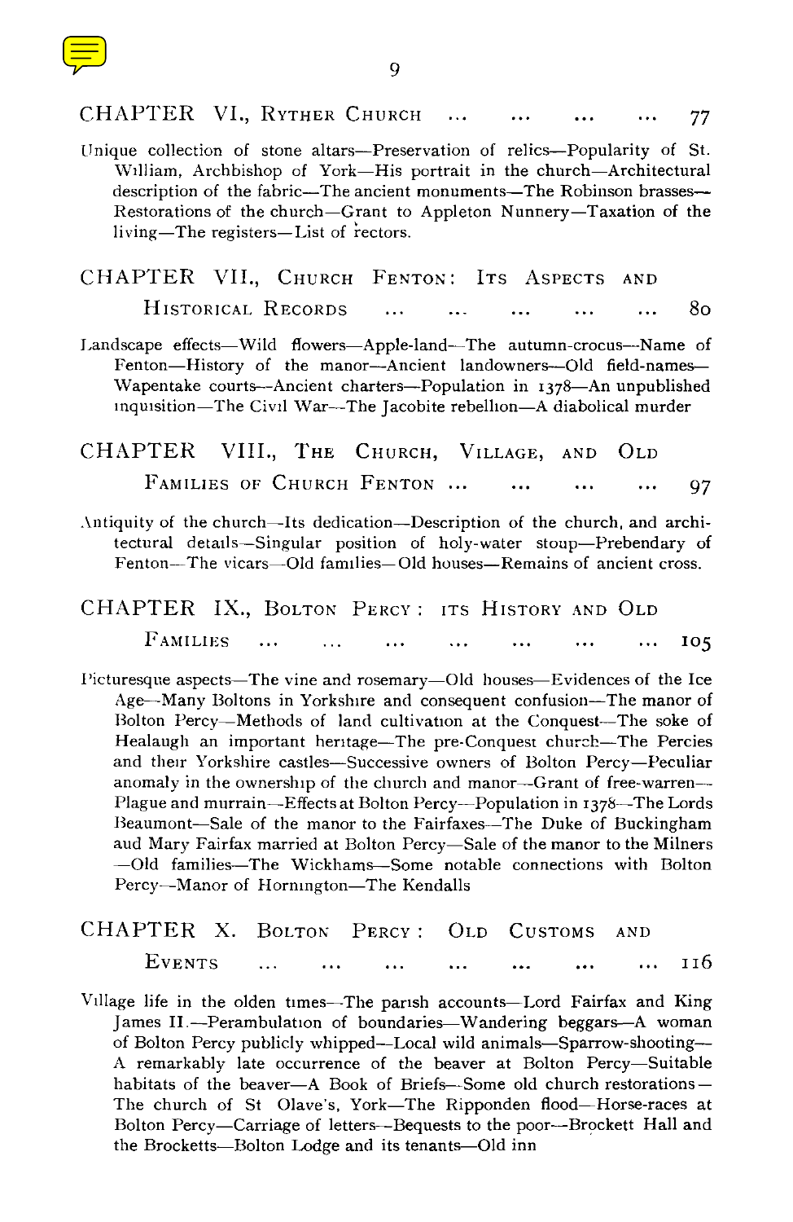## CHAPTER VI., Ryther Church ... ... ... ... 77

Unique collection of stone altars—Preservation of relics—Popularity of St. William, Archbishop of York—His portrait in the church—Architectural description of the fabric—The ancient monuments—The Robinson brasses—Restorations of the church—Grant to Appleton Nunnery—Taxation of the living—The registers—List of rectors.

## CHAPTER VII., Church Fenton: Its Aspects and Historical Records ... ... ... ... ... 80

Landscape effects—Wild flowers—Apple-land—The autumn-crocus—Name of Fenton—History of the manor—Ancient landowners—Old field-names—Wapentake courts—Ancient charters—Population in 1378—An unpublished inquisition—The Civil War—The Jacobite rebellion—A diabolical murder

## CHAPTER VIII., The Church, Village, and Old Families of Church Fenton ... ... ... ... 97

Antiquity of the church—Its dedication—Description of the church, and architectural details—Singular position of holy-water stoup—Prebendary of Fenton—The vicars—Old families—Old houses—Remains of ancient cross.

## CHAPTER IX., Bolton Percy: its History and Old Families ... ... ... ... ... ... ... 105

Picturesque aspects—The vine and rosemary—Old houses—Evidences of the Ice Age—Many Boltons in Yorkshire and consequent confusion—The manor of Bolton Percy—Methods of land cultivation at the Conquest—The soke of Healaugh an important heritage—The pre-Conquest church—The Percies and their Yorkshire castles—Successive owners of Bolton Percy—Peculiar anomaly in the ownership of the church and manor—Grant of free-warren—Plague and murrain—Effects at Bolton Percy—Population in 1378—The Lords Beaumont—Sale of the manor to the Fairfaxes—The Duke of Buckingham aud Mary Fairfax married at Bolton Percy—Sale of the manor to the Milners—Old families—The Wickhams—Some notable connections with Bolton Percy—Manor of Hornington—The Kendalls

## CHAPTER X. Bolton Percy: Old Customs and Events ... ... ... ... ... ... ... 116

Village life in the olden times—The parish accounts—Lord Fairfax and King James II.—Perambulation of boundaries—Wandering beggars—A woman of Bolton Percy publicly whipped—Local wild animals—Sparrow-shooting—A remarkably late occurrence of the beaver at Bolton Percy—Suitable habitats of the beaver—A Book of Briefs—Some old church restorations—The church of St Olave's, York—The Ripponden flood—Horse-races at Bolton Percy—Carriage of letters—Bequests to the poor—Brockett Hall and the Brocketts—Bolton Lodge and its tenants—Old inn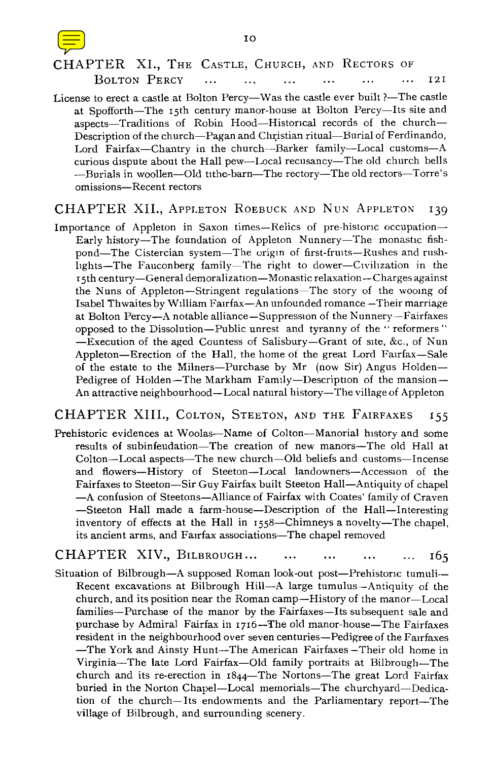## CHAPTER XI., The Castle, Church, and Rectors of Bolton Percy ... ... ... ... ... ... 121

License to erect a castle at Bolton Percy—Was the castle ever built ?—The castle at Spofforth—The 15th century manor-house at Bolton Percy—Its site and aspects—Traditions of Robin Hood—Historical records of the church—Description of the church—Pagan and Christian ritual—Burial of Ferdinando, Lord Fairfax—Chantry in the church—Barker family—Local customs—A curious dispute about the Hall pew—Local recusancy—The old church bells—Burials in woollen—Old tithe-barn—The rectory—The old rectors—Torre's omissions—Recent rectors

## CHAPTER XII., Appleton Roebuck and Nun Appleton 139

Importance of Appleton in Saxon times—Relics of pre-historic occupation—Early history—The foundation of Appleton Nunnery—The monastic fish-pond—The Cistercian system—The origin of first-fruits—Rushes and rush-lights—The Fauconberg family—The right to dower—Civilization in the 15th century—General demoralization—Monastic relaxation—Charges against the Nuns of Appleton—Stringent regulations—The story of the wooing of Isabel Thwaites by William Fairfax—An unfounded romance—Their marriage at Bolton Percy—A notable alliance—Suppression of the Nunnery—Fairfaxes opposed to the Dissolution—Public unrest and tyranny of the "reformers"—Execution of the aged Countess of Salisbury—Grant of site, &c., of Nun Appleton—Erection of the Hall, the home of the great Lord Fairfax—Sale of the estate to the Milners—Purchase by Mr (now Sir) Angus Holden—Pedigree of Holden—The Markham Family—Description of the mansion—An attractive neighbourhood—Local natural history—The village of Appleton

## CHAPTER XIII., Colton, Steeton, and the Fairfaxes 155

Prehistoric evidences at Woolas—Name of Colton—Manorial history and some results of subinfeudation—The creation of new manors—The old Hall at Colton—Local aspects—The new church—Old beliefs and customs—Incense and flowers—History of Steeton—Local landowners—Accession of the Fairfaxes to Steeton—Sir Guy Fairfax built Steeton Hall—Antiquity of chapel—A confusion of Steetons—Alliance of Fairfax with Coates' family of Craven—Steeton Hall made a farm-house—Description of the Hall—Interesting inventory of effects at the Hall in 1558—Chimneys a novelty—The chapel, its ancient arms, and Fairfax associations—The chapel removed

## CHAPTER XIV., Bilbrough... ... ... ... ... 165

Situation of Bilbrough—A supposed Roman look-out post—Prehistoric tumuli—Recent excavations at Bilbrough Hill—A large tumulus—Antiquity of the church, and its position near the Roman camp—History of the manor—Local families—Purchase of the manor by the Fairfaxes—Its subsequent sale and purchase by Admiral Fairfax in 1716—The old manor-house—The Fairfaxes resident in the neighbourhood over seven centuries—Pedigree of the Fairfaxes—The York and Ainsty Hunt—The American Fairfaxes—Their old home in Virginia—The late Lord Fairfax—Old family portraits at Bilbrough—The church and its re-erection in 1844—The Nortons—The great Lord Fairfax buried in the Norton Chapel—Local memorials—The churchyard—Dedication of the church—Its endowments and the Parliamentary report—The village of Bilbrough, and surrounding scenery.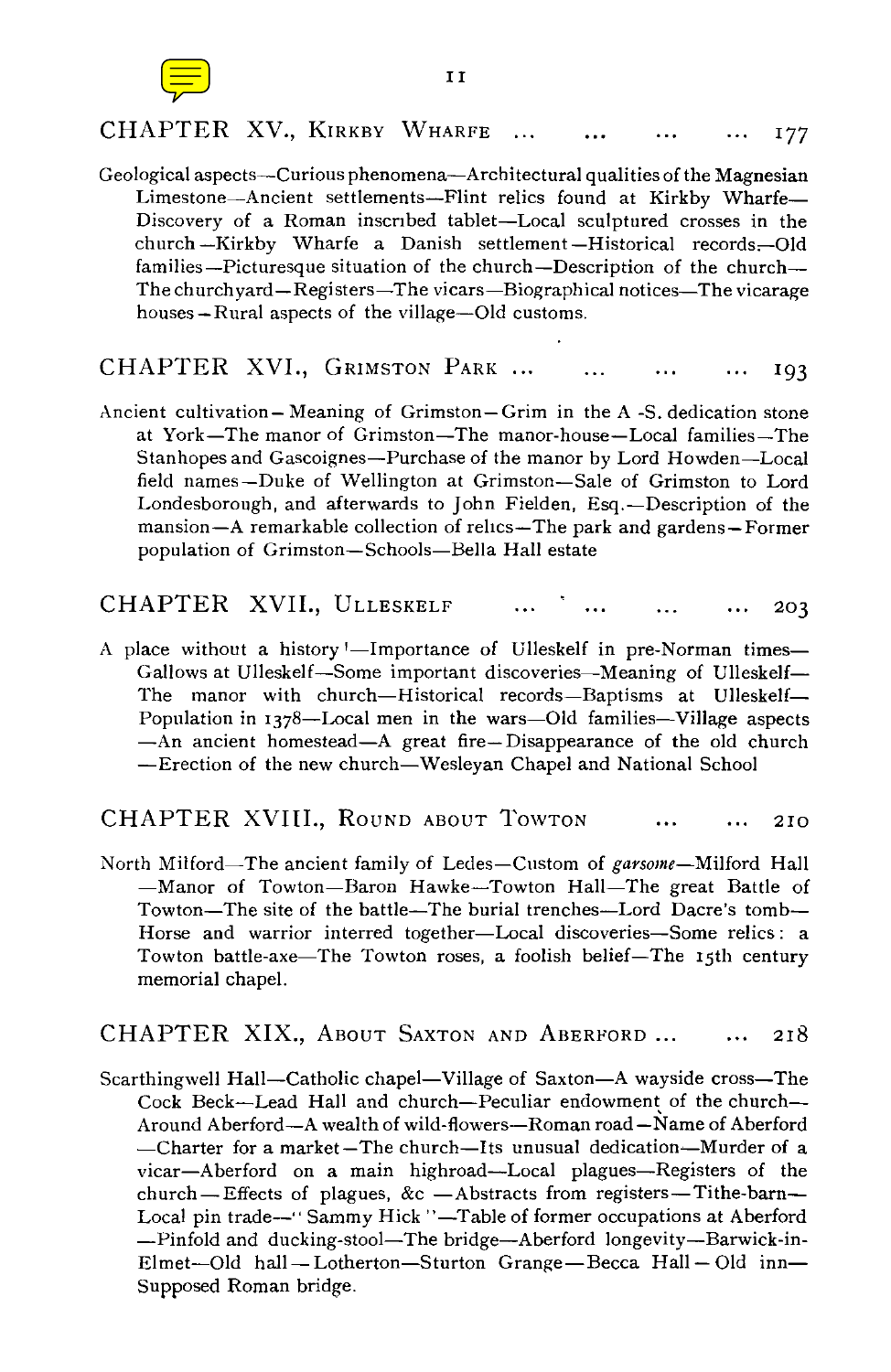## CHAPTER XV., Kirkby Wharfe ... ... ... ... 177

Geological aspects—Curious phenomena—Architectural qualities of the Magnesian Limestone—Ancient settlements—Flint relics found at Kirkby Wharfe—Discovery of a Roman inscribed tablet—Local sculptured crosses in the church—Kirkby Wharfe a Danish settlement—Historical records—Old families—Picturesque situation of the church—Description of the church—The churchyard—Registers—The vicars—Biographical notices—The vicarage houses—Rural aspects of the village—Old customs.

## CHAPTER XVI., Grimston Park ... ... ... ... 193

Ancient cultivation—Meaning of Grimston—Grim in the A.-S. dedication stone at York—The manor of Grimston—The manor-house—Local families—The Stanhopes and Gascoignes—Purchase of the manor by Lord Howden—Local field names—Duke of Wellington at Grimston—Sale of Grimston to Lord Londesborough, and afterwards to John Fielden, Esq.—Description of the mansion—A remarkable collection of relics—The park and gardens—Former population of Grimston—Schools—Bella Hall estate

## CHAPTER XVII., Ulleskelf ... ... ... ... 203

A place without a history!—Importance of Ulleskelf in pre-Norman times—Gallows at Ulleskelf—Some important discoveries—Meaning of Ulleskelf—The manor with church—Historical records—Baptisms at Ulleskelf—Population in 1378—Local men in the wars—Old families—Village aspects—An ancient homestead—A great fire—Disappearance of the old church—Erection of the new church—Wesleyan Chapel and National School

## CHAPTER XVIII., Round about Towton ... ... 210

North Milford—The ancient family of Ledes—Custom of *garsome*—Milford Hall—Manor of Towton—Baron Hawke—Towton Hall—The great Battle of Towton—The site of the battle—The burial trenches—Lord Dacre's tomb—Horse and warrior interred together—Local discoveries—Some relics: a Towton battle-axe—The Towton roses, a foolish belief—The 15th century memorial chapel.

## CHAPTER XIX., About Saxton and Aberford ... ... 218

Scarthingwell Hall—Catholic chapel—Village of Saxton—A wayside cross—The Cock Beck—Lead Hall and church—Peculiar endowment of the church—Around Aberford—A wealth of wild-flowers—Roman road—Name of Aberford—Charter for a market—The church—Its unusual dedication—Murder of a vicar—Aberford on a main highroad—Local plagues—Registers of the church—Effects of plagues, &c.—Abstracts from registers—Tithe-barn—Local pin trade—"Sammy Hick"—Table of former occupations at Aberford—Pinfold and ducking-stool—The bridge—Aberford longevity—Barwick-in-Elmet—Old hall—Lotherton—Sturton Grange—Becca Hall—Old inn—Supposed Roman bridge.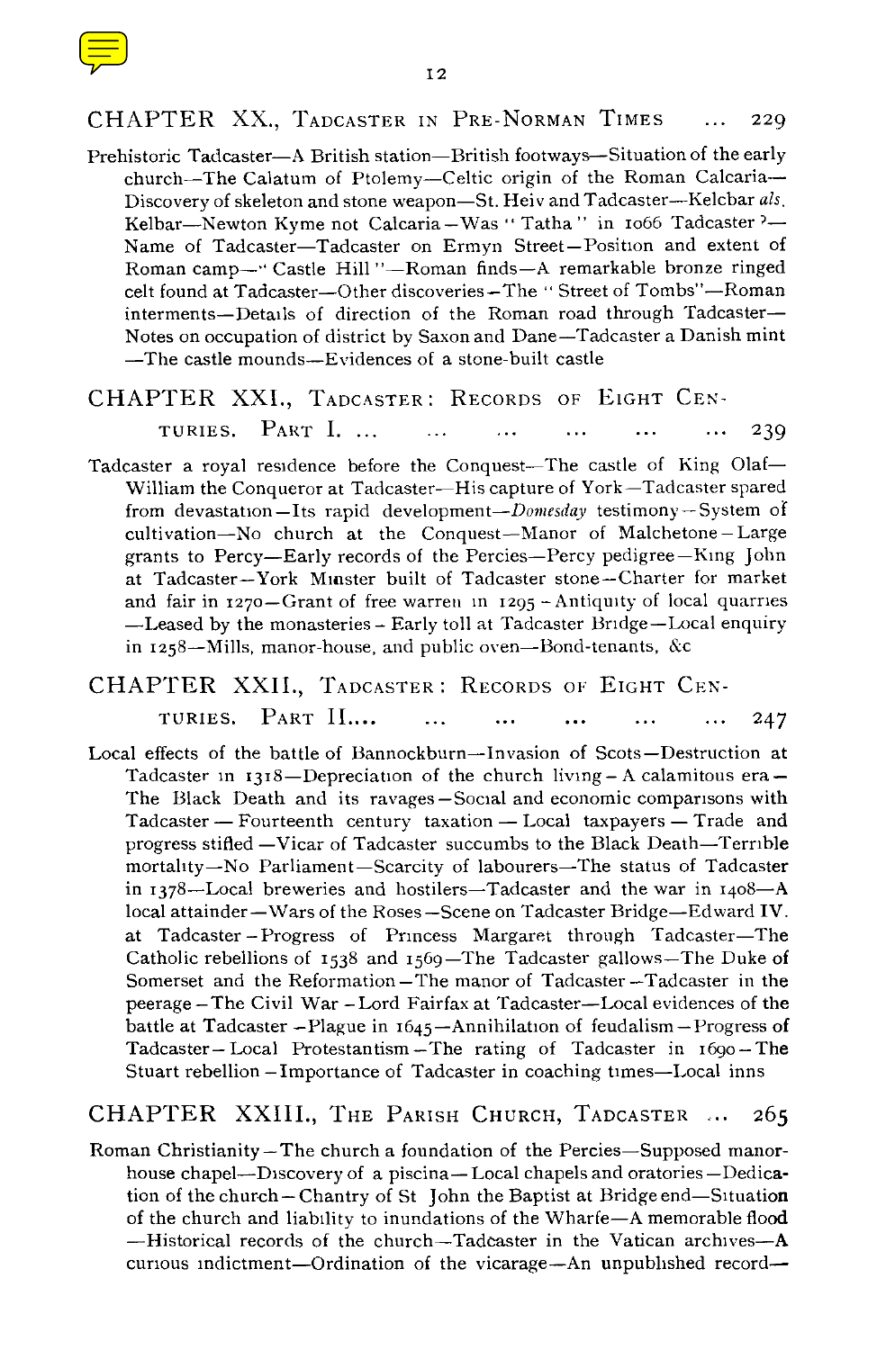## CHAPTER XX., TADCASTER IN PRE-NORMAN TIMES ... 229

Prehistoric Tadcaster—A British station—British footways—Situation of the early church—The Calatum of Ptolemy—Celtic origin of the Roman Calcaria—Discovery of skeleton and stone weapon—St. Heiv and Tadcaster—Kelcbar *als*. Kelbar—Newton Kyme not Calcaria—Was "Tatha" in 1066 Tadcaster?—Name of Tadcaster—Tadcaster on Ermyn Street—Position and extent of Roman camp—"Castle Hill"—Roman finds—A remarkable bronze ringed celt found at Tadcaster—Other discoveries—The "Street of Tombs"—Roman interments—Details of direction of the Roman road through Tadcaster—Notes on occupation of district by Saxon and Dane—Tadcaster a Danish mint—The castle mounds—Evidences of a stone-built castle

## CHAPTER XXI., TADCASTER: RECORDS OF EIGHT CENTURIES. PART I. ... ... ... ... ... ... 239

Tadcaster a royal residence before the Conquest—The castle of King Olaf—William the Conqueror at Tadcaster—His capture of York—Tadcaster spared from devastation—Its rapid development—*Domesday* testimony—System of cultivation—No church at the Conquest—Manor of Malchetone—Large grants to Percy—Early records of the Percies—Percy pedigree—King John at Tadcaster—York Minster built of Tadcaster stone—Charter for market and fair in 1270—Grant of free warren in 1295—Antiquity of local quarries—Leased by the monasteries—Early toll at Tadcaster Bridge—Local enquiry in 1258—Mills, manor-house, and public oven—Bond-tenants, &c

## CHAPTER XXII., TADCASTER: RECORDS OF EIGHT CENTURIES. PART II.... ... ... ... ... ... 247

Local effects of the battle of Bannockburn—Invasion of Scots—Destruction at Tadcaster in 1318—Depreciation of the church living—A calamitous era—The Black Death and its ravages—Social and economic comparisons with Tadcaster — Fourteenth century taxation — Local taxpayers — Trade and progress stifled—Vicar of Tadcaster succumbs to the Black Death—Terrible mortality—No Parliament—Scarcity of labourers—The status of Tadcaster in 1378—Local breweries and hostilers—Tadcaster and the war in 1408—A local attainder—Wars of the Roses—Scene on Tadcaster Bridge—Edward IV. at Tadcaster—Progress of Princess Margaret through Tadcaster—The Catholic rebellions of 1538 and 1569—The Tadcaster gallows—The Duke of Somerset and the Reformation—The manor of Tadcaster—Tadcaster in the peerage—The Civil War—Lord Fairfax at Tadcaster—Local evidences of the battle at Tadcaster—Plague in 1645—Annihilation of feudalism—Progress of Tadcaster—Local Protestantism—The rating of Tadcaster in 1690—The Stuart rebellion—Importance of Tadcaster in coaching times—Local inns

## CHAPTER XXIII., THE PARISH CHURCH, TADCASTER ... 265

Roman Christianity—The church a foundation of the Percies—Supposed manor-house chapel—Discovery of a piscina—Local chapels and oratories—Dedication of the church—Chantry of St John the Baptist at Bridge end—Situation of the church and liability to inundations of the Wharfe—A memorable flood—Historical records of the church—Tadcaster in the Vatican archives—A curious indictment—Ordination of the vicarage—An unpublished record—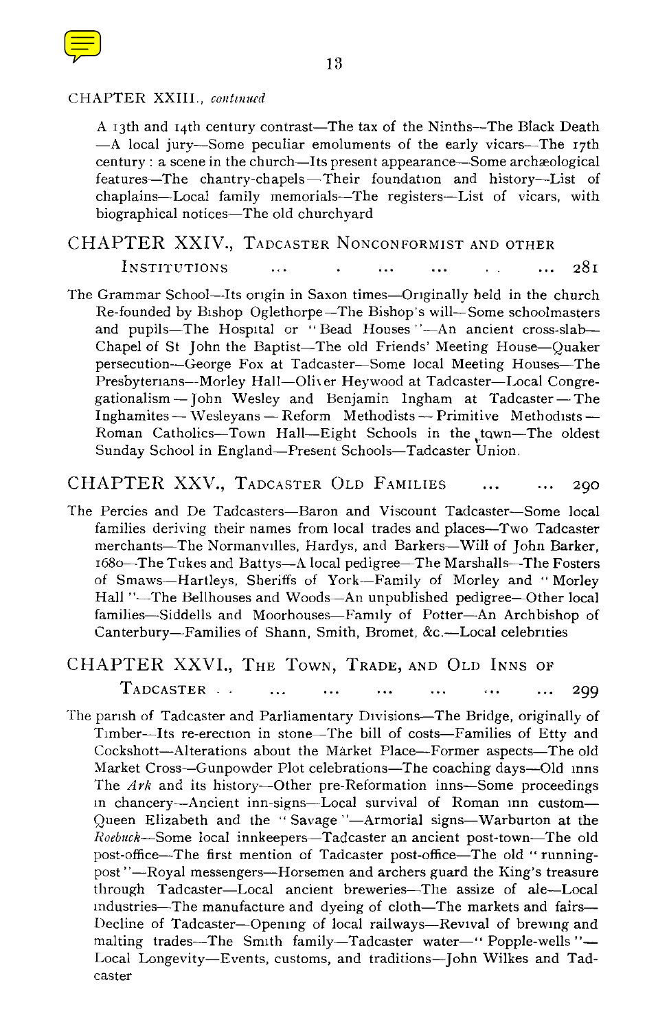CHAPTER XXIII., *continued*

A 13th and 14th century contrast—The tax of the Ninths—The Black Death—A local jury—Some peculiar emoluments of the early vicars—The 17th century: a scene in the church—Its present appearance—Some archæological features—The chantry-chapels—Their foundation and history—List of chaplains—Local family memorials—The registers—List of vicars, with biographical notices—The old churchyard

## CHAPTER XXIV., Tadcaster Nonconformist and other Institutions ... . ... ... . . ... 281

The Grammar School—Its origin in Saxon times—Originally held in the church Re-founded by Bishop Oglethorpe—The Bishop's will—Some schoolmasters and pupils—The Hospital or "Bead Houses"—An ancient cross-slab—Chapel of St John the Baptist—The old Friends' Meeting House—Quaker persecution—George Fox at Tadcaster—Some local Meeting Houses—The Presbyterians—Morley Hall—Oliver Heywood at Tadcaster—Local Congregationalism—John Wesley and Benjamin Ingham at Tadcaster—The Inghamites—Wesleyans—Reform Methodists—Primitive Methodists—Roman Catholics—Town Hall—Eight Schools in the town—The oldest Sunday School in England—Present Schools—Tadcaster Union.

## CHAPTER XXV., Tadcaster Old Families ... ... 290

The Percies and De Tadcasters—Baron and Viscount Tadcaster—Some local families deriving their names from local trades and places—Two Tadcaster merchants—The Normanvilles, Hardys, and Barkers—Will of John Barker, 1680—The Tukes and Battys—A local pedigree—The Marshalls—The Fosters of Smaws—Hartleys, Sheriffs of York—Family of Morley and "Morley Hall"—The Bellhouses and Woods—An unpublished pedigree—Other local families—Siddells and Moorhouses—Family of Potter—An Archbishop of Canterbury—Families of Shann, Smith, Bromet, &c.—Local celebrities

## CHAPTER XXVI., The Town, Trade, and Old Inns of Tadcaster . . ... ... ... ... ... ... 299

The parish of Tadcaster and Parliamentary Divisions—The Bridge, originally of Timber—Its re-erection in stone—The bill of costs—Families of Etty and Cockshott—Alterations about the Market Place—Former aspects—The old Market Cross—Gunpowder Plot celebrations—The coaching days—Old inns The *Ark* and its history—Other pre-Reformation inns—Some proceedings in chancery—Ancient inn-signs—Local survival of Roman inn custom—Queen Elizabeth and the "Savage"—Armorial signs—Warburton at the *Roebuck*—Some local innkeepers—Tadcaster an ancient post-town—The old post-office—The first mention of Tadcaster post-office—The old "running-post"—Royal messengers—Horsemen and archers guard the King's treasure through Tadcaster—Local ancient breweries—The assize of ale—Local industries—The manufacture and dyeing of cloth—The markets and fairs—Decline of Tadcaster—Opening of local railways—Revival of brewing and malting trades—The Smith family—Tadcaster water—"Popple-wells"—Local Longevity—Events, customs, and traditions—John Wilkes and Tadcaster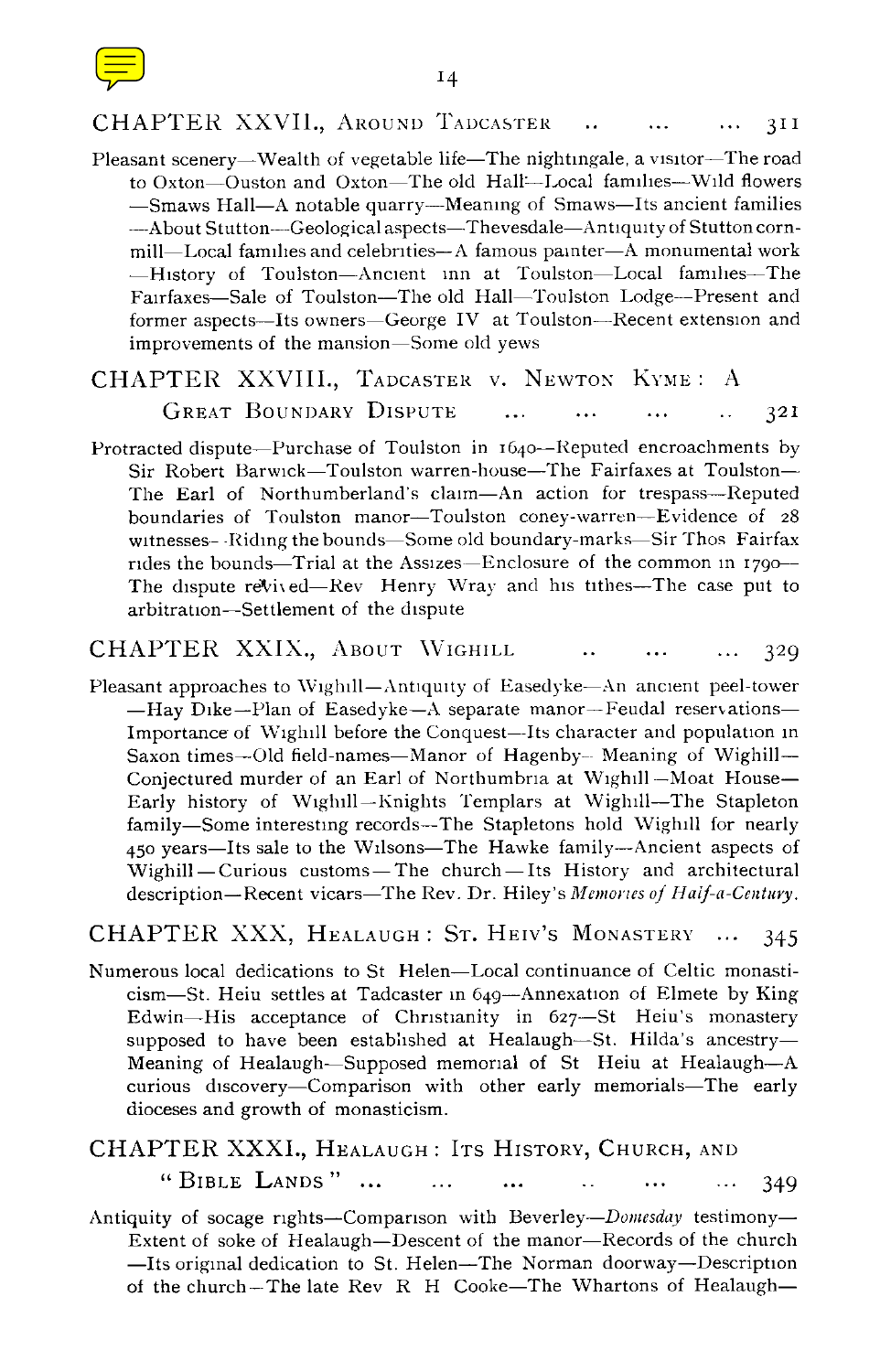## CHAPTER XXVII., Around Tadcaster .. ... ... 311

Pleasant scenery—Wealth of vegetable life—The nightingale, a visitor—The road to Oxton—Ouston and Oxton—The old Hall—Local families—Wild flowers—Smaws Hall—A notable quarry—Meaning of Smaws—Its ancient families—About Stutton—Geological aspects—Thevesdale—Antiquity of Stutton corn-mill—Local families and celebrities—A famous painter—A monumental work—History of Toulston—Ancient inn at Toulston—Local families—The Fairfaxes—Sale of Toulston—The old Hall—Toulston Lodge—Present and former aspects—Its owners—George IV at Toulston—Recent extension and improvements of the mansion—Some old yews

## CHAPTER XXVIII., Tadcaster v. Newton Kyme: A Great Boundary Dispute ... ... ... .. 321

Protracted dispute—Purchase of Toulston in 1640—Reputed encroachments by Sir Robert Barwick—Toulston warren-house—The Fairfaxes at Toulston—The Earl of Northumberland's claim—An action for trespass—Reputed boundaries of Toulston manor—Toulston coney-warren—Evidence of 28 witnesses—Riding the bounds—Some old boundary-marks—Sir Thos Fairfax rides the bounds—Trial at the Assizes—Enclosure of the common in 1790—The dispute revived—Rev Henry Wray and his tithes—The case put to arbitration—Settlement of the dispute

## CHAPTER XXIX., About Wighill .. ... ... 329

Pleasant approaches to Wighill—Antiquity of Easedyke—An ancient peel-tower—Hay Dike—Plan of Easedyke—A separate manor—Feudal reservations—Importance of Wighill before the Conquest—Its character and population in Saxon times—Old field-names—Manor of Hagenby—Meaning of Wighill—Conjectured murder of an Earl of Northumbria at Wighill—Moat House—Early history of Wighill—Knights Templars at Wighill—The Stapleton family—Some interesting records—The Stapletons hold Wighill for nearly 450 years—Its sale to the Wilsons—The Hawke family—Ancient aspects of Wighill—Curious customs—The church—Its History and architectural description—Recent vicars—The Rev. Dr. Hiley's *Memories of Half-a-Century*.

## CHAPTER XXX, Healaugh: St. Heiv's Monastery ... 345

Numerous local dedications to St Helen—Local continuance of Celtic monasticism—St. Heiu settles at Tadcaster in 649—Annexation of Elmete by King Edwin—His acceptance of Christianity in 627—St Heiu's monastery supposed to have been established at Healaugh—St. Hilda's ancestry—Meaning of Healaugh—Supposed memorial of St Heiu at Healaugh—A curious discovery—Comparison with other early memorials—The early dioceses and growth of monasticism.

## CHAPTER XXXI., Healaugh: Its History, Church, and "Bible Lands" ... ... ... .. ... ... 349

Antiquity of socage rights—Comparison with Beverley—*Domesday* testimony—Extent of soke of Healaugh—Descent of the manor—Records of the church—Its original dedication to St. Helen—The Norman doorway—Description of the church—The late Rev R H Cooke—The Whartons of Healaugh—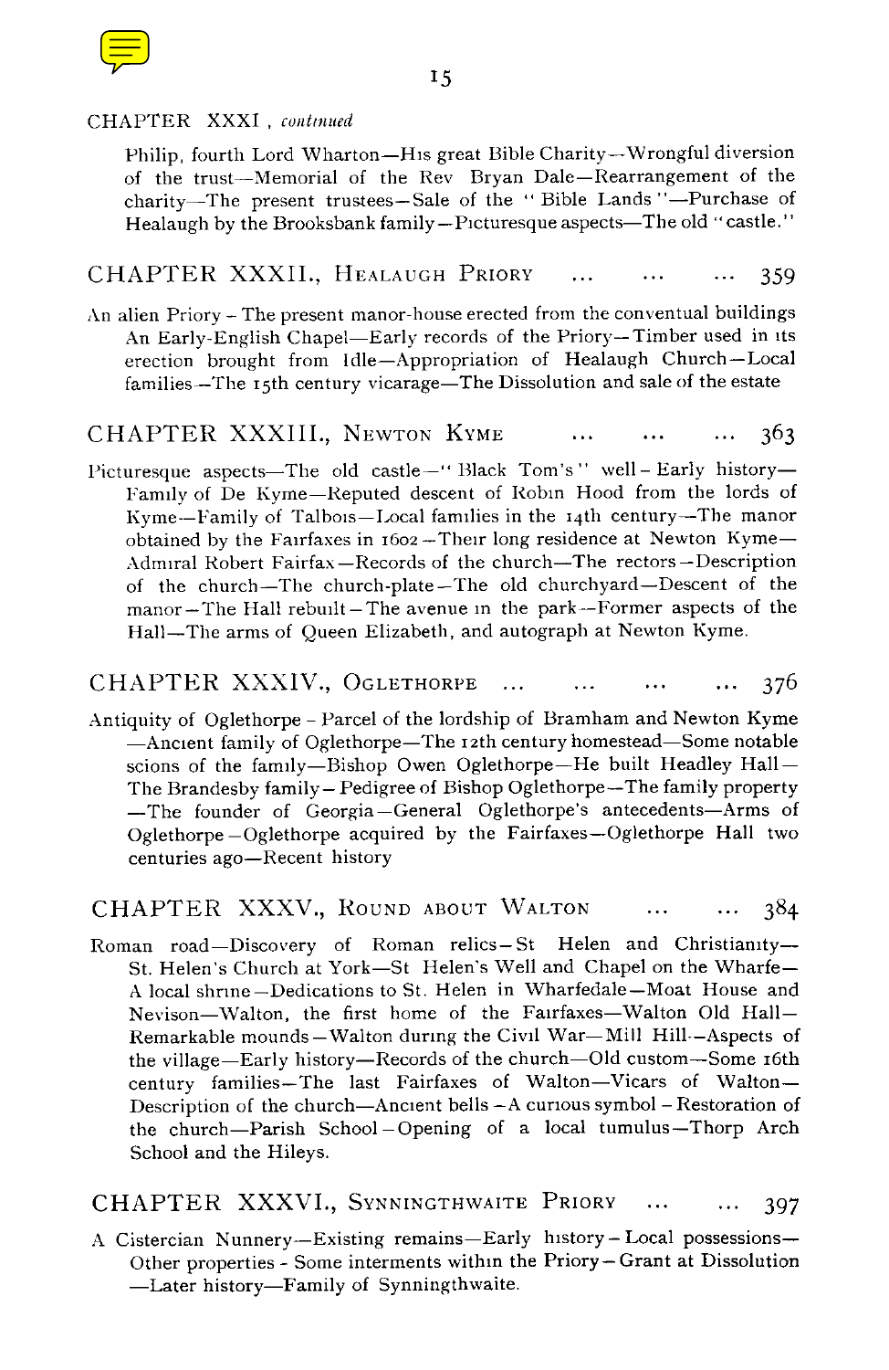CHAPTER XXXI, *continued*

Philip, fourth Lord Wharton—His great Bible Charity—Wrongful diversion of the trust—Memorial of the Rev Bryan Dale—Rearrangement of the charity—The present trustees—Sale of the "Bible Lands"—Purchase of Healaugh by the Brooksbank family—Picturesque aspects—The old "castle."

## CHAPTER XXXII., HEALAUGH PRIORY ... ... ... 359

An alien Priory – The present manor-house erected from the conventual buildings An Early-English Chapel—Early records of the Priory—Timber used in its erection brought from Idle—Appropriation of Healaugh Church—Local families—The 15th century vicarage—The Dissolution and sale of the estate

## CHAPTER XXXIII., NEWTON KYME ... ... ... 363

Picturesque aspects—The old castle—"Black Tom's" well – Early history—Family of De Kyme—Reputed descent of Robin Hood from the lords of Kyme—Family of Talbois—Local families in the 14th century—The manor obtained by the Fairfaxes in 1602 – Their long residence at Newton Kyme—Admiral Robert Fairfax—Records of the church—The rectors – Description of the church—The church-plate—The old churchyard—Descent of the manor – The Hall rebuilt – The avenue in the park—Former aspects of the Hall—The arms of Queen Elizabeth, and autograph at Newton Kyme.

## CHAPTER XXXIV., OGLETHORPE ... ... ... ... 376

Antiquity of Oglethorpe – Parcel of the lordship of Bramham and Newton Kyme —Ancient family of Oglethorpe—The 12th century homestead—Some notable scions of the family—Bishop Owen Oglethorpe—He built Headley Hall—The Brandesby family – Pedigree of Bishop Oglethorpe—The family property —The founder of Georgia – General Oglethorpe's antecedents—Arms of Oglethorpe – Oglethorpe acquired by the Fairfaxes—Oglethorpe Hall two centuries ago—Recent history

## CHAPTER XXXV., ROUND ABOUT WALTON ... ... 384

Roman road—Discovery of Roman relics – St Helen and Christianity—St. Helen's Church at York—St Helen's Well and Chapel on the Wharfe—A local shrine – Dedications to St. Helen in Wharfedale—Moat House and Nevison—Walton, the first home of the Fairfaxes—Walton Old Hall—Remarkable mounds – Walton during the Civil War—Mill Hill—Aspects of the village—Early history—Records of the church—Old custom—Some 16th century families—The last Fairfaxes of Walton—Vicars of Walton—Description of the church—Ancient bells – A curious symbol – Restoration of the church—Parish School – Opening of a local tumulus—Thorp Arch School and the Hileys.

## CHAPTER XXXVI., SYNNINGTHWAITE PRIORY ... ... 397

A Cistercian Nunnery—Existing remains—Early history – Local possessions—Other properties - Some interments within the Priory – Grant at Dissolution —Later history—Family of Synningthwaite.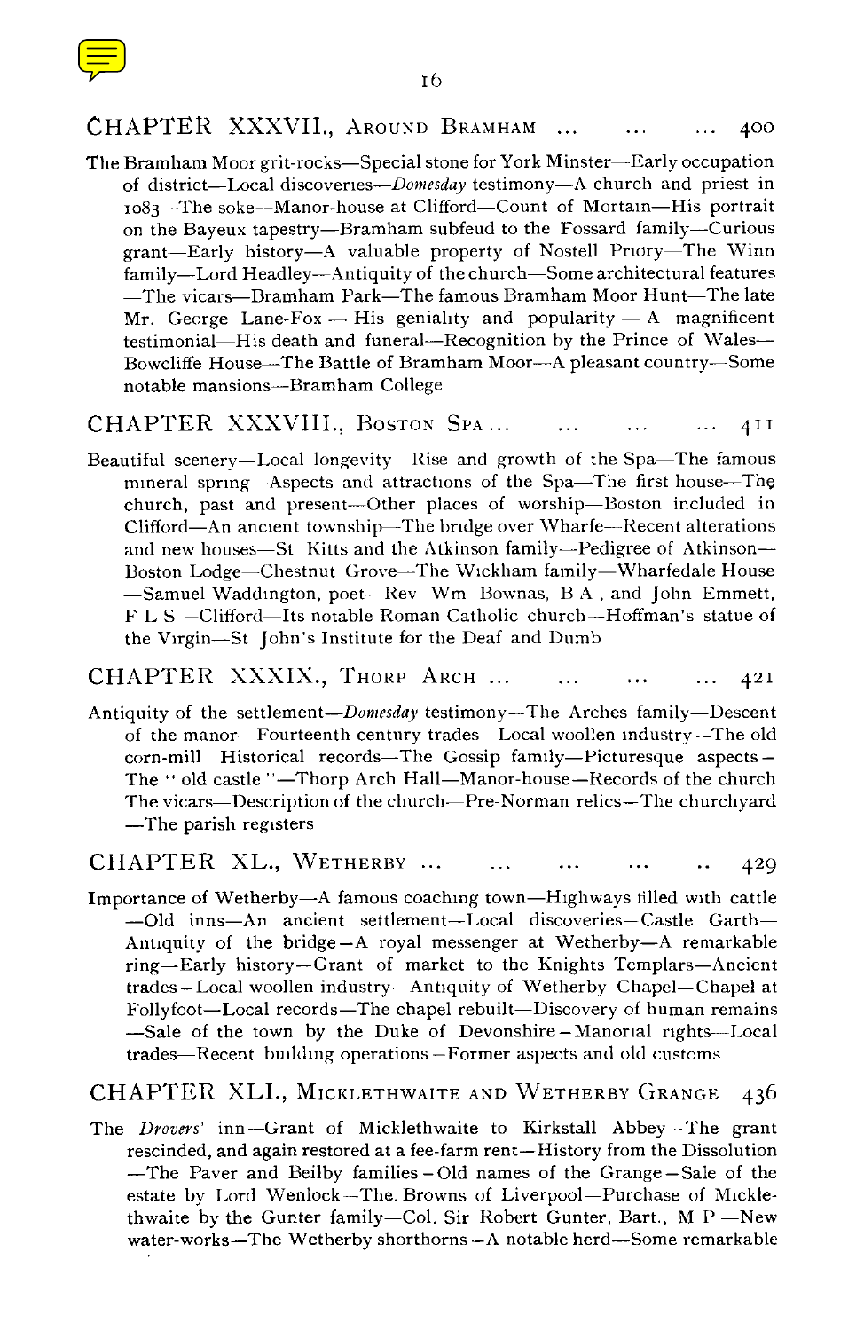## CHAPTER XXXVII., AROUND BRAMHAM ... ... ... 400

The Bramham Moor grit-rocks—Special stone for York Minster—Early occupation of district—Local discoveries—*Domesday* testimony—A church and priest in 1083—The soke—Manor-house at Clifford—Count of Mortain—His portrait on the Bayeux tapestry—Bramham subfeud to the Fossard family—Curious grant—Early history—A valuable property of Nostell Priory—The Winn family—Lord Headley—Antiquity of the church—Some architectural features—The vicars—Bramham Park—The famous Bramham Moor Hunt—The late Mr. George Lane-Fox — His geniality and popularity — A magnificent testimonial—His death and funeral—Recognition by the Prince of Wales—Bowcliffe House—The Battle of Bramham Moor—A pleasant country—Some notable mansions—Bramham College

## CHAPTER XXXVIII., BOSTON SPA ... ... ... ... 411

Beautiful scenery—Local longevity—Rise and growth of the Spa—The famous mineral spring—Aspects and attractions of the Spa—The first house—The church, past and present—Other places of worship—Boston included in Clifford—An ancient township—The bridge over Wharfe—Recent alterations and new houses—St Kitts and the Atkinson family—Pedigree of Atkinson—Boston Lodge—Chestnut Grove—The Wickham family—Wharfedale House—Samuel Waddington, poet—Rev Wm Bownas, B A, and John Emmett, F L S—Clifford—Its notable Roman Catholic church—Hoffman's statue of the Virgin—St John's Institute for the Deaf and Dumb

## CHAPTER XXXIX., THORP ARCH ... ... ... ... 421

Antiquity of the settlement—*Domesday* testimony—The Arches family—Descent of the manor—Fourteenth century trades—Local woollen industry—The old corn-mill Historical records—The Gossip family—Picturesque aspects—The "old castle"—Thorp Arch Hall—Manor-house—Records of the church The vicars—Description of the church—Pre-Norman relics—The churchyard—The parish registers

## CHAPTER XL., WETHERBY ... ... ... ... .. 429

Importance of Wetherby—A famous coaching town—Highways filled with cattle—Old inns—An ancient settlement—Local discoveries—Castle Garth—Antiquity of the bridge—A royal messenger at Wetherby—A remarkable ring—Early history—Grant of market to the Knights Templars—Ancient trades—Local woollen industry—Antiquity of Wetherby Chapel—Chapel at Follyfoot—Local records—The chapel rebuilt—Discovery of human remains—Sale of the town by the Duke of Devonshire—Manorial rights—Local trades—Recent building operations—Former aspects and old customs

## CHAPTER XLI., MICKLETHWAITE AND WETHERBY GRANGE 436

The *Drovers'* inn—Grant of Micklethwaite to Kirkstall Abbey—The grant rescinded, and again restored at a fee-farm rent—History from the Dissolution—The Paver and Beilby families—Old names of the Grange—Sale of the estate by Lord Wenlock—The Browns of Liverpool—Purchase of Micklethwaite by the Gunter family—Col. Sir Robert Gunter, Bart., M P—New water-works—The Wetherby shorthorns—A notable herd—Some remarkable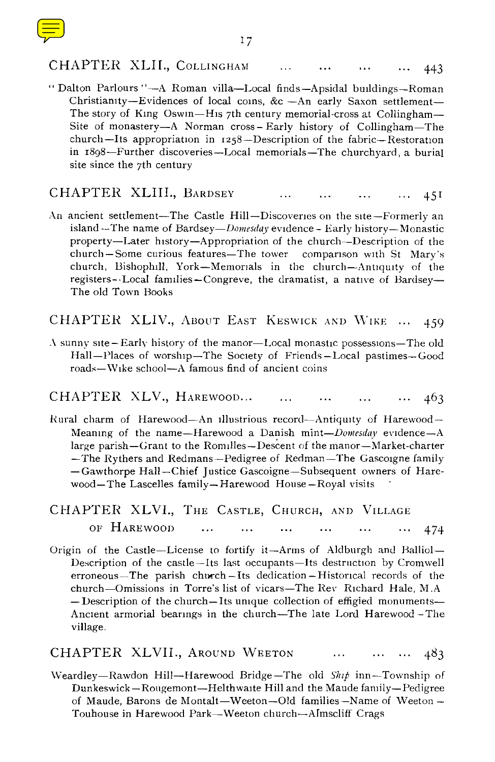## CHAPTER XLII., Collingham ... ... ... ... 443

"Dalton Parlours"—A Roman villa—Local finds—Apsidal buildings—Roman Christianity—Evidences of local coins, &c.—An early Saxon settlement—The story of King Oswin—His 7th century memorial-cross at Collingham—Site of monastery—A Norman cross—Early history of Collingham—The church—Its appropriation in 1258—Description of the fabric—Restoration in 1898—Further discoveries—Local memorials—The churchyard, a burial site since the 7th century

## CHAPTER XLIII., Bardsey ... ... ... ... 451

An ancient settlement—The Castle Hill—Discoveries on the site—Formerly an island—The name of Bardsey—*Domesday* evidence—Early history—Monastic property—Later history—Appropriation of the church—Description of the church—Some curious features—The tower comparison with St Mary's church, Bishophill, York—Memorials in the church—Antiquity of the registers—Local families—Congreve, the dramatist, a native of Bardsey—The old Town Books

## CHAPTER XLIV., About East Keswick and Wike ... 459

A sunny site—Early history of the manor—Local monastic possessions—The old Hall—Places of worship—The Society of Friends—Local pastimes—Good roads—Wike school—A famous find of ancient coins

## CHAPTER XLV., Harewood... ... ... ... ... 463

Rural charm of Harewood—An illustrious record—Antiquity of Harewood—Meaning of the name—Harewood a Danish mint—*Domesday* evidence—A large parish—Grant to the Romilles—Descent of the manor—Market-charter—The Rythers and Redmans—Pedigree of Redman—The Gascoigne family—Gawthorpe Hall—Chief Justice Gascoigne—Subsequent owners of Harewood—The Lascelles family—Harewood House—Royal visits

## CHAPTER XLVI., The Castle, Church, and Village of Harewood ... ... ... ... ... ... 474

Origin of the Castle—License to fortify it—Arms of Aldburgh and Balliol—Description of the castle—Its last occupants—Its destruction by Cromwell erroneous—The parish church—Its dedication—Historical records of the church—Omissions in Torre's list of vicars—The Rev Richard Hale, M.A.—Description of the church—Its unique collection of effigied monuments—Ancient armorial bearings in the church—The late Lord Harewood—The village.

## CHAPTER XLVII., Around Weeton ... ... ... 483

Weardley—Rawdon Hill—Harewood Bridge—The old *Ship* inn—Township of Dunkeswick—Rougemont—Helthwaite Hill and the Maude family—Pedigree of Maude, Barons de Montalt—Weeton—Old families—Name of Weeton—Touhouse in Harewood Park—Weeton church—Almscliff Crags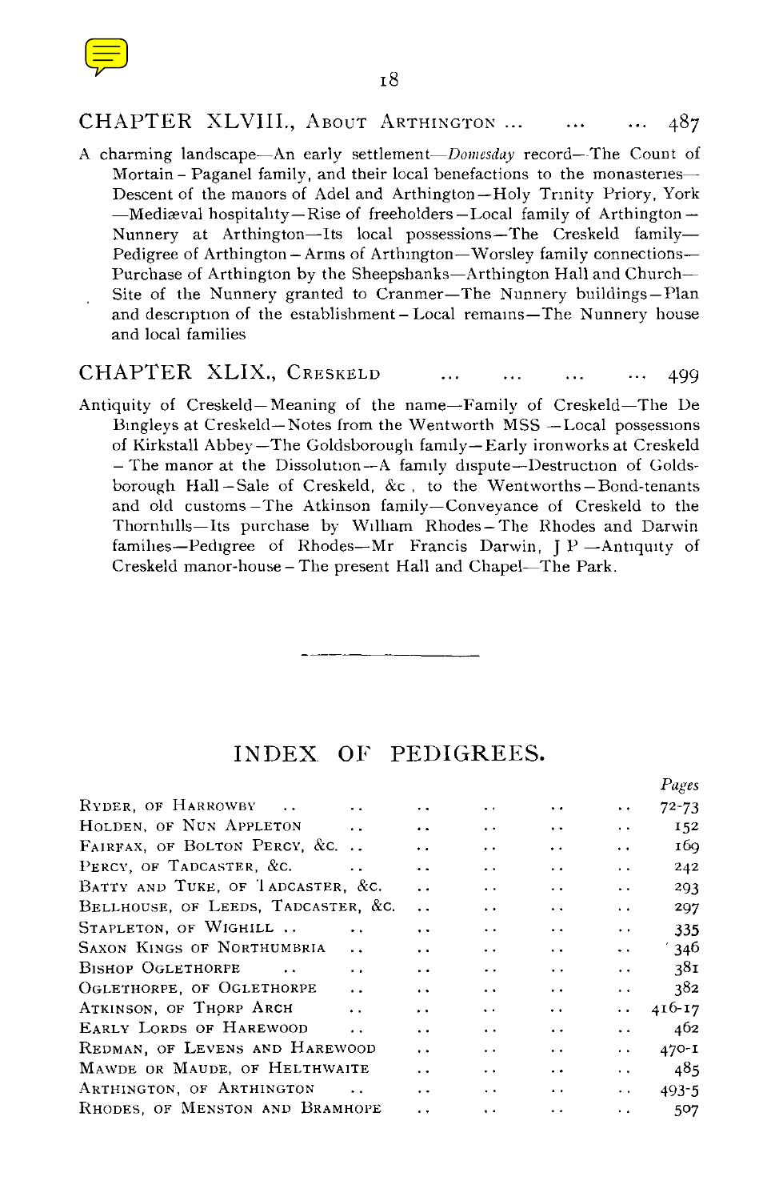## CHAPTER XLVIII., About Arthington ... ... ... 487

A charming landscape—An early settlement—*Domesday* record—The Count of Mortain—Paganel family, and their local benefactions to the monasteries—Descent of the manors of Adel and Arthington—Holy Trinity Priory, York—Mediæval hospitality—Rise of freeholders—Local family of Arthington—Nunnery at Arthington—Its local possessions—The Creskeld family—Pedigree of Arthington—Arms of Arthington—Worsley family connections—Purchase of Arthington by the Sheepshanks—Arthington Hall and Church—Site of the Nunnery granted to Cranmer—The Nunnery buildings—Plan and description of the establishment—Local remains—The Nunnery house and local families

## CHAPTER XLIX., Creskeld ... ... ... ... 499

Antiquity of Creskeld—Meaning of the name—Family of Creskeld—The De Bingleys at Creskeld—Notes from the Wentworth MSS—Local possessions of Kirkstall Abbey—The Goldsborough family—Early ironworks at Creskeld—The manor at the Dissolution—A family dispute—Destruction of Goldsborough Hall—Sale of Creskeld, &c., to the Wentworths—Bond-tenants and old customs—The Atkinson family—Conveyance of Creskeld to the Thornhills—Its purchase by William Rhodes—The Rhodes and Darwin families—Pedigree of Rhodes—Mr Francis Darwin, J.P.—Antiquity of Creskeld manor-house—The present Hall and Chapel—The Park.

---

# INDEX OF PEDIGREES.

| | *Pages* |
|---|---|
| Ryder, of Harrowby | 72-73 |
| Holden, of Nun Appleton | 152 |
| Fairfax, of Bolton Percy, &c. | 169 |
| Percy, of Tadcaster, &c. | 242 |
| Batty and Tuke, of Tadcaster, &c. | 293 |
| Bellhouse, of Leeds, Tadcaster, &c. | 297 |
| Stapleton, of Wighill | 335 |
| Saxon Kings of Northumbria | 346 |
| Bishop Oglethorpe | 381 |
| Oglethorpe, of Oglethorpe | 382 |
| Atkinson, of Thorp Arch | 416-17 |
| Early Lords of Harewood | 462 |
| Redman, of Levens and Harewood | 470-1 |
| Mawde or Maude, of Helthwaite | 485 |
| Arthington, of Arthington | 493-5 |
| Rhodes, of Menston and Bramhope | 507 |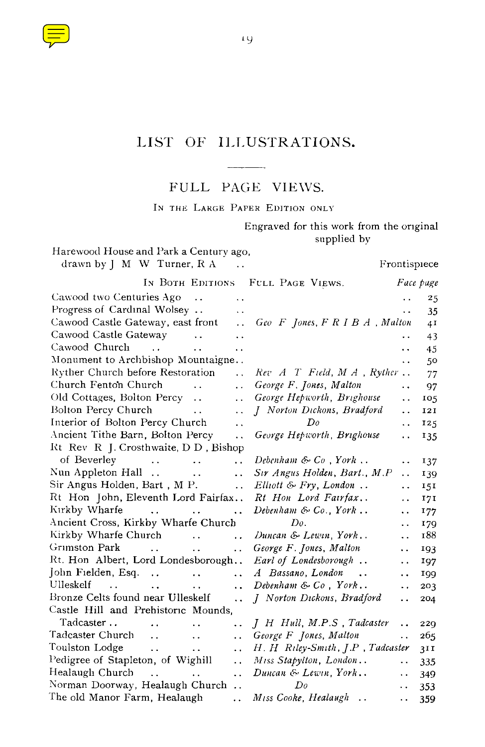# LIST OF ILLUSTRATIONS.

## FULL PAGE VIEWS.

IN THE LARGE PAPER EDITION ONLY

| | Engraved for this work from the original supplied by | |
|---|---|---|
| Harewood House and Park a Century ago, drawn by J M W Turner, R A .. | | Frontispiece |

| IN BOTH EDITIONS | FULL PAGE VIEWS. | *Face page* |
|---|---|---|
| Cawood two Centuries Ago .. .. | .. | 25 |
| Progress of Cardinal Wolsey .. .. | .. | 35 |
| Cawood Castle Gateway, east front .. | *Geo F Jones, F R I B A , Malton* | 41 |
| Cawood Castle Gateway .. .. | .. | 43 |
| Cawood Church .. .. .. | .. | 45 |
| Monument to Archbishop Mountaigne.. | .. | 50 |
| Ryther Church before Restoration .. | *Rev A T Field, M A , Ryther* .. | 77 |
| Church Fenton Church .. .. | *George F. Jones, Malton* .. | 97 |
| Old Cottages, Bolton Percy .. .. | *George Hepworth, Brighouse* .. | 105 |
| Bolton Percy Church .. .. | *J Norton Dickons, Bradford* .. | 121 |
| Interior of Bolton Percy Church .. | *Do* .. | 125 |
| Ancient Tithe Barn, Bolton Percy .. | *George Hepworth, Brighouse* .. | 135 |
| Rt Rev R J. Crosthwaite, D D , Bishop of Beverley .. .. .. | *Debenham & Co , York* .. .. | 137 |
| Nun Appleton Hall .. .. .. | *Sir Angus Holden, Bart., M.P* .. | 139 |
| Sir Angus Holden, Bart , M P. .. | *Elliott & Fry, London* .. .. | 151 |
| Rt Hon John, Eleventh Lord Fairfax.. | *Rt Hon Lord Fairfax*.. .. | 171 |
| Kirkby Wharfe .. .. .. | *Debenham & Co., York* .. .. | 177 |
| Ancient Cross, Kirkby Wharfe Church | *Do.* .. | 179 |
| Kirkby Wharfe Church .. .. | *Duncan & Lewin, York*.. .. | 188 |
| Grimston Park .. .. .. | *George F. Jones, Malton* .. | 193 |
| Rt. Hon Albert, Lord Londesborough.. | *Earl of Londesborough* .. .. | 197 |
| John Fielden, Esq. .. .. .. | *A Bassano, London* .. .. | 199 |
| Ulleskelf .. .. .. .. | *Debenham & Co , York*.. .. | 203 |
| Bronze Celts found near Ulleskelf .. | *J Norton Dickons, Bradford* .. | 204 |
| Castle Hill and Prehistoric Mounds, Tadcaster .. .. .. .. | *J H Hull, M.P.S , Tadcaster* .. | 229 |
| Tadcaster Church .. .. .. | *George F Jones, Malton* .. | 265 |
| Toulston Lodge .. .. .. | *H. H Riley-Smith, J.P , Tadcaster* | 311 |
| Pedigree of Stapleton, of Wighill .. | *Miss Stapylton, London*.. .. | 335 |
| Healaugh Church .. .. .. | *Duncan & Lewin, York*.. .. | 349 |
| Norman Doorway, Healaugh Church .. | *Do* .. | 353 |
| The old Manor Farm, Healaugh .. | *Miss Cooke, Healaugh* .. .. | 359 |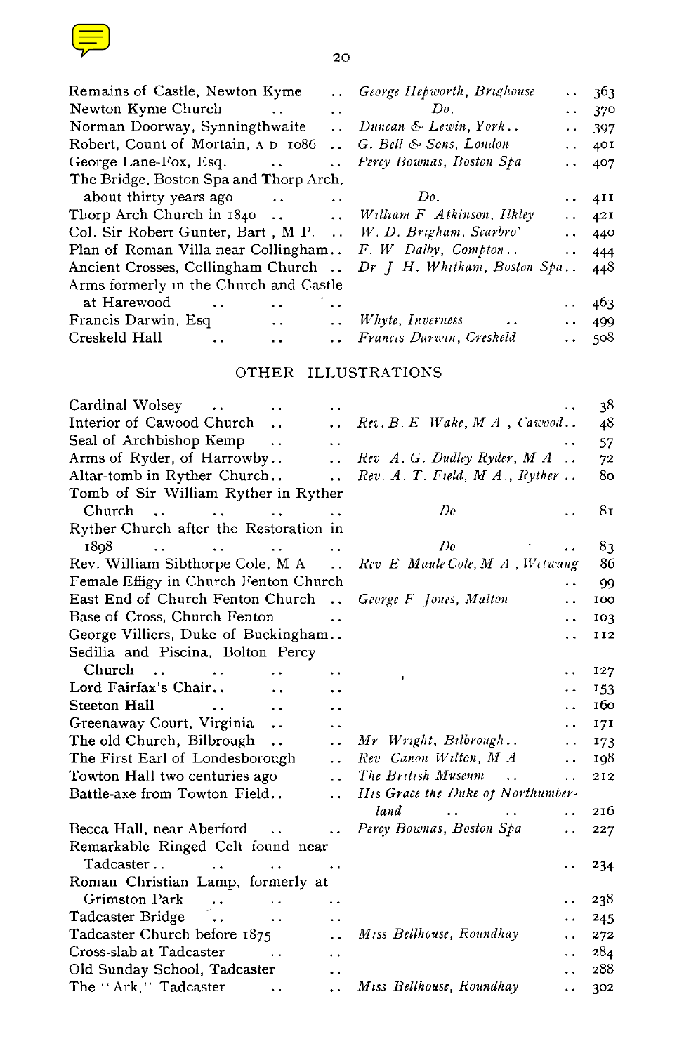| | | |
|---|---|---|
| Remains of Castle, Newton Kyme | *George Hepworth, Brighouse* | 363 |
| Newton Kyme Church | *Do.* | 370 |
| Norman Doorway, Synningthwaite | *Duncan & Lewin, York* | 397 |
| Robert, Count of Mortain, A D 1086 | *G. Bell & Sons, London* | 401 |
| George Lane-Fox, Esq. | *Percy Bownas, Boston Spa* | 407 |
| The Bridge, Boston Spa and Thorp Arch, about thirty years ago | *Do.* | 411 |
| Thorp Arch Church in 1840 | *William F Atkinson, Ilkley* | 421 |
| Col. Sir Robert Gunter, Bart , M P. | *W. D. Brigham, Scarbro'* | 440 |
| Plan of Roman Villa near Collingham | *F. W Dalby, Compton* | 444 |
| Ancient Crosses, Collingham Church | *Dr J H. Whitham, Boston Spa* | 448 |
| Arms formerly in the Church and Castle at Harewood | | 463 |
| Francis Darwin, Esq | *Whyte, Inverness* | 499 |
| Creskeld Hall | *Francis Darwin, Creskeld* | 508 |

## OTHER ILLUSTRATIONS

| | | |
|---|---|---|
| Cardinal Wolsey | | 38 |
| Interior of Cawood Church | *Rev. B. E Wake, M A , Cawood* | 48 |
| Seal of Archbishop Kemp | | 57 |
| Arms of Ryder, of Harrowby | *Rev A. G. Dudley Ryder, M A* | 72 |
| Altar-tomb in Ryther Church | *Rev. A. T. Field, M A., Ryther* | 80 |
| Tomb of Sir William Ryther in Ryther Church | *Do* | 81 |
| Ryther Church after the Restoration in 1898 | *Do* | 83 |
| Rev. William Sibthorpe Cole, M A | *Rev E Maule Cole, M A , Wetwang* | 86 |
| Female Effigy in Church Fenton Church | | 99 |
| East End of Church Fenton Church | *George F Jones, Malton* | 100 |
| Base of Cross, Church Fenton | | 103 |
| George Villiers, Duke of Buckingham | | 112 |
| Sedilia and Piscina, Bolton Percy Church | | 127 |
| Lord Fairfax's Chair | | 153 |
| Steeton Hall | | 160 |
| Greenaway Court, Virginia | | 171 |
| The old Church, Bilbrough | *Mr Wright, Bilbrough* | 173 |
| The First Earl of Londesborough | *Rev Canon Wilton, M A* | 198 |
| Towton Hall two centuries ago | *The British Museum* | 212 |
| Battle-axe from Towton Field | *His Grace the Duke of Northumberland* | 216 |
| Becca Hall, near Aberford | *Percy Bownas, Boston Spa* | 227 |
| Remarkable Ringed Celt found near Tadcaster | | 234 |
| Roman Christian Lamp, formerly at Grimston Park | | 238 |
| Tadcaster Bridge | | 245 |
| Tadcaster Church before 1875 | *Miss Bellhouse, Roundhay* | 272 |
| Cross-slab at Tadcaster | | 284 |
| Old Sunday School, Tadcaster | | 288 |
| The "Ark," Tadcaster | *Miss Bellhouse, Roundhay* | 302 |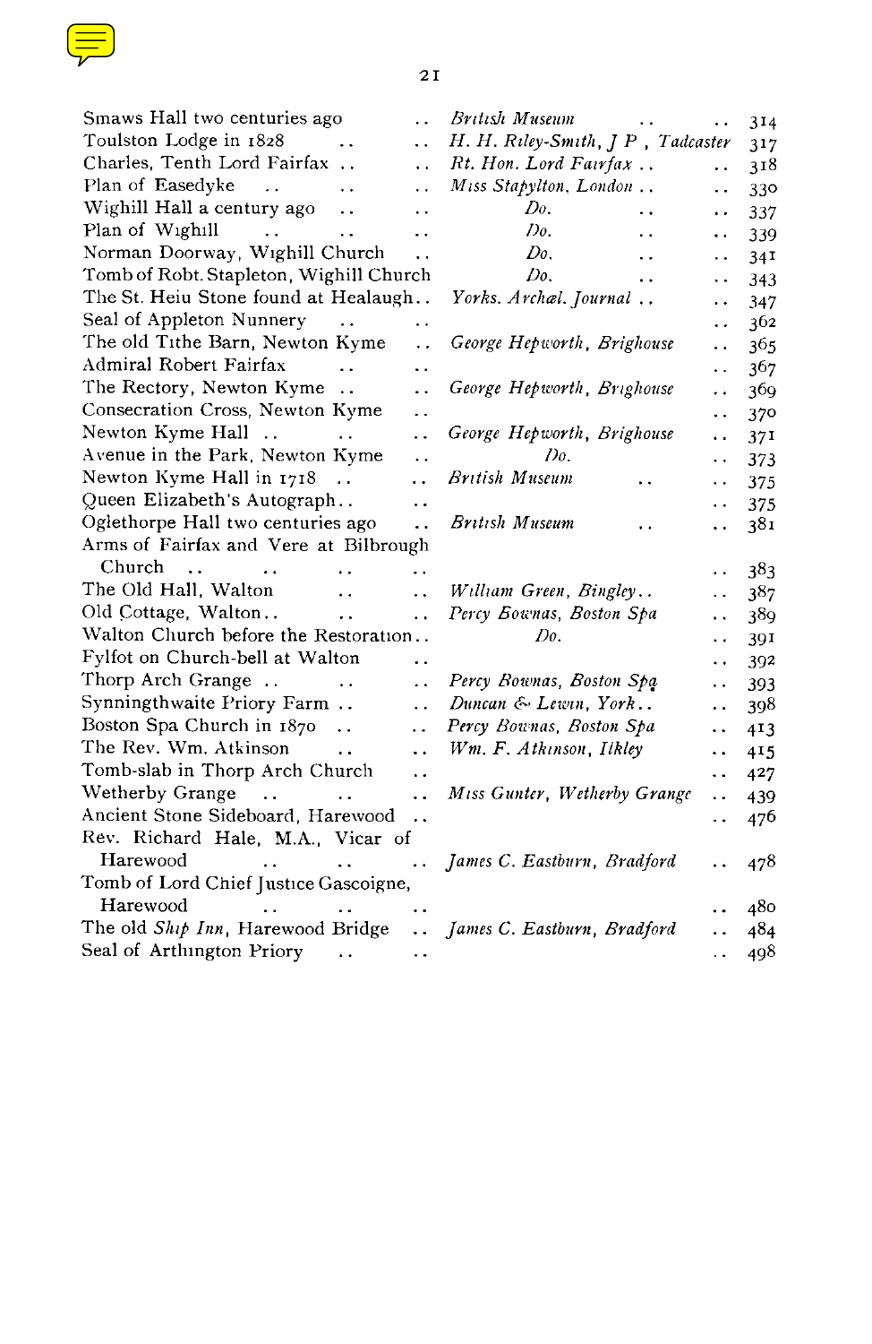| | | |
|---|---|---|
| Smaws Hall two centuries ago | *British Museum* | 314 |
| Toulston Lodge in 1828 | *H. H. Riley-Smith, J P , Tadcaster* | 317 |
| Charles, Tenth Lord Fairfax | *Rt. Hon. Lord Fairfax* | 318 |
| Plan of Easedyke | *Miss Stapylton, London* | 330 |
| Wighill Hall a century ago | *Do.* | 337 |
| Plan of Wighill | *Do.* | 339 |
| Norman Doorway, Wighill Church | *Do.* | 341 |
| Tomb of Robt. Stapleton, Wighill Church | *Do.* | 343 |
| The St. Heiu Stone found at Healaugh | *Yorks. Archæl. Journal* | 347 |
| Seal of Appleton Nunnery | | 362 |
| The old Tithe Barn, Newton Kyme | *George Hepworth, Brighouse* | 365 |
| Admiral Robert Fairfax | | 367 |
| The Rectory, Newton Kyme | *George Hepworth, Brighouse* | 369 |
| Consecration Cross, Newton Kyme | | 370 |
| Newton Kyme Hall | *George Hepworth, Brighouse* | 371 |
| Avenue in the Park, Newton Kyme | *Do.* | 373 |
| Newton Kyme Hall in 1718 | *British Museum* | 375 |
| Queen Elizabeth's Autograph | | 375 |
| Oglethorpe Hall two centuries ago | *British Museum* | 381 |
| Arms of Fairfax and Vere at Bilbrough Church | | 383 |
| The Old Hall, Walton | *William Green, Bingley* | 387 |
| Old Cottage, Walton | *Percy Bownas, Boston Spa* | 389 |
| Walton Church before the Restoration | *Do.* | 391 |
| Fylfot on Church-bell at Walton | | 392 |
| Thorp Arch Grange | *Percy Bownas, Boston Spa* | 393 |
| Synningthwaite Priory Farm | *Duncan & Lewin, York* | 398 |
| Boston Spa Church in 1870 | *Percy Bownas, Boston Spa* | 413 |
| The Rev. Wm. Atkinson | *Wm. F. Atkinson, Ilkley* | 415 |
| Tomb-slab in Thorp Arch Church | | 427 |
| Wetherby Grange | *Miss Gunter, Wetherby Grange* | 439 |
| Ancient Stone Sideboard, Harewood | | 476 |
| Rev. Richard Hale, M.A., Vicar of Harewood | *James C. Eastburn, Bradford* | 478 |
| Tomb of Lord Chief Justice Gascoigne, Harewood | | 480 |
| The old *Ship Inn*, Harewood Bridge | *James C. Eastburn, Bradford* | 484 |
| Seal of Arthington Priory | | 498 |